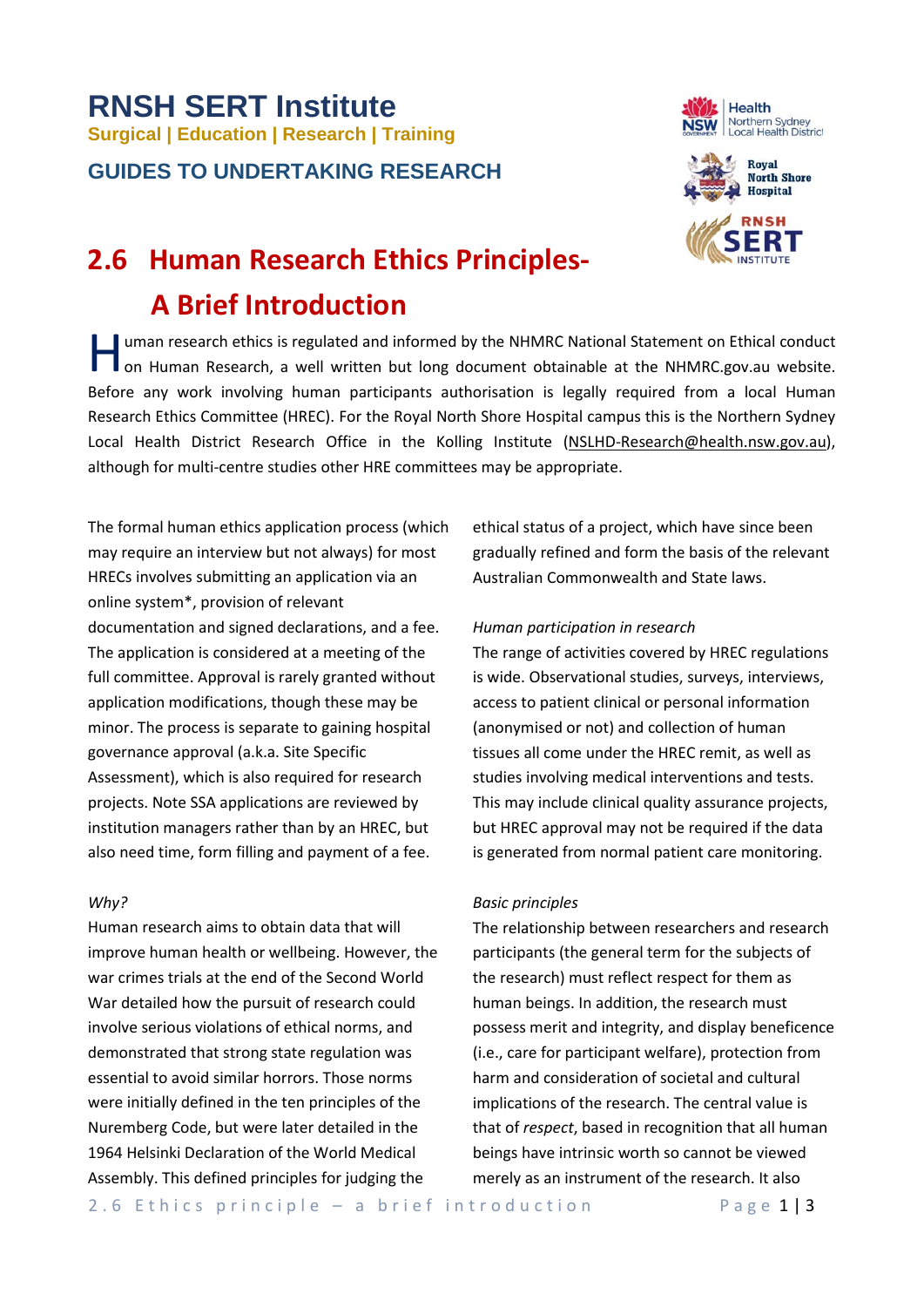# RNSH SERT Institute

**Surgical | Education | Research | Training**

**GUIDES TO UNDERTAKING RESEARCH**

## 2.6 Human Research Ethics Principles- A Brief Introduction

Human research ethics is regulated and informed by the NHMRC National Statement on Ethical conduct on Human Research, a well written but long document obtainable at the NHMRC.gov.au website. Before any work involving human participants authorisation is legally required from a local Human Research Ethics Committee (HREC). For the Royal North Shore Hospital campus this is the Northern Sydney Local Health District Research Office in the Kolling Institute (NSLHD-Research@health.nsw.gov.au), although for multi-centre studies other HRE committees may be appropriate.

The formal human ethics application process (which may require an interview but not always) for most HRECs involves submitting an application via an online system*, provision of relevant documentation and signed declarations, and a fee. The application is considered at a meeting of the full committee. Approval is rarely granted without application modifications, though these may be minor. The process is separate to gaining hospital governance approval (a.k.a. Site Specific Assessment), which is also required for research projects. Note SSA applications are reviewed by institution managers rather than by an HREC, but also need time, form filling and payment of a fee.

*Why?*

Human research aims to obtain data that will improve human health or wellbeing. However, the war crimes trials at the end of the Second World War detailed how the pursuit of research could involve serious violations of ethical norms, and demonstrated that strong state regulation was essential to avoid similar horrors. Those norms were initially defined in the ten principles of the Nuremberg Code, but were later detailed in the 1964 Helsinki Declaration of the World Medical Assembly. This defined principles for judging the ethical status of a project, which have since been gradually refined and form the basis of the relevant Australian Commonwealth and State laws.

*Human participation in research*

The range of activities covered by HREC regulations is wide. Observational studies, surveys, interviews, access to patient clinical or personal information (anonymised or not) and collection of human tissues all come under the HREC remit, as well as studies involving medical interventions and tests. This may include clinical quality assurance projects, but HREC approval may not be required if the data is generated from normal patient care monitoring.

*Basic principles*

The relationship between researchers and research participants (the general term for the subjects of the research) must reflect respect for them as human beings. In addition, the research must possess merit and integrity, and display beneficence (i.e., care for participant welfare), protection from harm and consideration of societal and cultural implications of the research. The central value is that of *respect*, based in recognition that all human beings have intrinsic worth so cannot be viewed merely as an instrument of the research. It also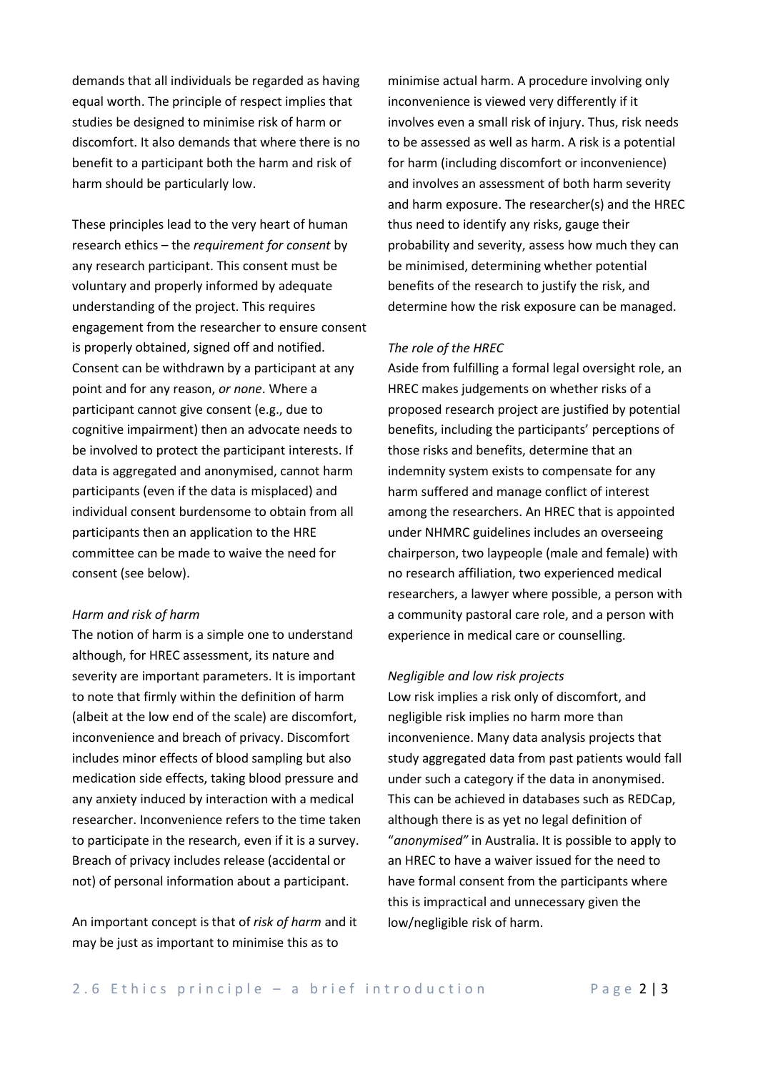demands that all individuals be regarded as having equal worth. The principle of respect implies that studies be designed to minimise risk of harm or discomfort. It also demands that where there is no benefit to a participant both the harm and risk of harm should be particularly low.

These principles lead to the very heart of human research ethics – the *requirement for consent* by any research participant. This consent must be voluntary and properly informed by adequate understanding of the project. This requires engagement from the researcher to ensure consent is properly obtained, signed off and notified. Consent can be withdrawn by a participant at any point and for any reason, *or none*. Where a participant cannot give consent (e.g., due to cognitive impairment) then an advocate needs to be involved to protect the participant interests. If data is aggregated and anonymised, cannot harm participants (even if the data is misplaced) and individual consent burdensome to obtain from all participants then an application to the HRE committee can be made to waive the need for consent (see below).

*Harm and risk of harm*

The notion of harm is a simple one to understand although, for HREC assessment, its nature and severity are important parameters. It is important to note that firmly within the definition of harm (albeit at the low end of the scale) are discomfort, inconvenience and breach of privacy. Discomfort includes minor effects of blood sampling but also medication side effects, taking blood pressure and any anxiety induced by interaction with a medical researcher. Inconvenience refers to the time taken to participate in the research, even if it is a survey. Breach of privacy includes release (accidental or not) of personal information about a participant.

An important concept is that of *risk of harm* and it may be just as important to minimise this as to minimise actual harm. A procedure involving only inconvenience is viewed very differently if it involves even a small risk of injury. Thus, risk needs to be assessed as well as harm. A risk is a potential for harm (including discomfort or inconvenience) and involves an assessment of both harm severity and harm exposure. The researcher(s) and the HREC thus need to identify any risks, gauge their probability and severity, assess how much they can be minimised, determining whether potential benefits of the research to justify the risk, and determine how the risk exposure can be managed.

*The role of the HREC*

Aside from fulfilling a formal legal oversight role, an HREC makes judgements on whether risks of a proposed research project are justified by potential benefits, including the participants' perceptions of those risks and benefits, determine that an indemnity system exists to compensate for any harm suffered and manage conflict of interest among the researchers. An HREC that is appointed under NHMRC guidelines includes an overseeing chairperson, two laypeople (male and female) with no research affiliation, two experienced medical researchers, a lawyer where possible, a person with a community pastoral care role, and a person with experience in medical care or counselling.

*Negligible and low risk projects*

Low risk implies a risk only of discomfort, and negligible risk implies no harm more than inconvenience. Many data analysis projects that study aggregated data from past patients would fall under such a category if the data in anonymised. This can be achieved in databases such as REDCap, although there is as yet no legal definition of "*anonymised"* in Australia. It is possible to apply to an HREC to have a waiver issued for the need to have formal consent from the participants where this is impractical and unnecessary given the low/negligible risk of harm.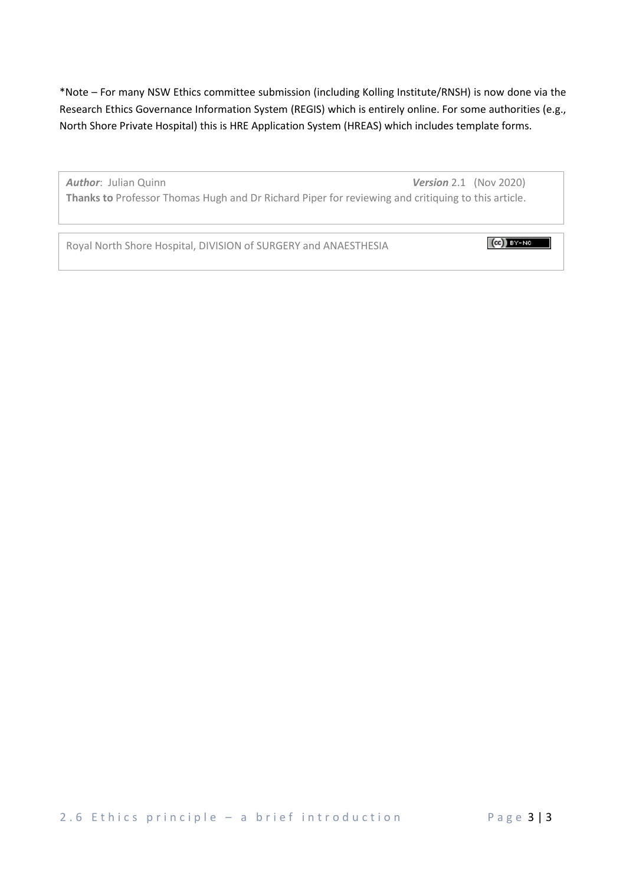*Note – For many NSW Ethics committee submission (including Kolling Institute/RNSH) is now done via the Research Ethics Governance Information System (REGIS) which is entirely online. For some authorities (e.g., North Shore Private Hospital) this is HRE Application System (HREAS) which includes template forms.

***Author***: Julian Quinn ***Version*** 2.1 (Nov 2020)

**Thanks to** Professor Thomas Hugh and Dr Richard Piper for reviewing and critiquing to this article.

Royal North Shore Hospital, DIVISION of SURGERY and ANAESTHESIA

(cc) BY-NC